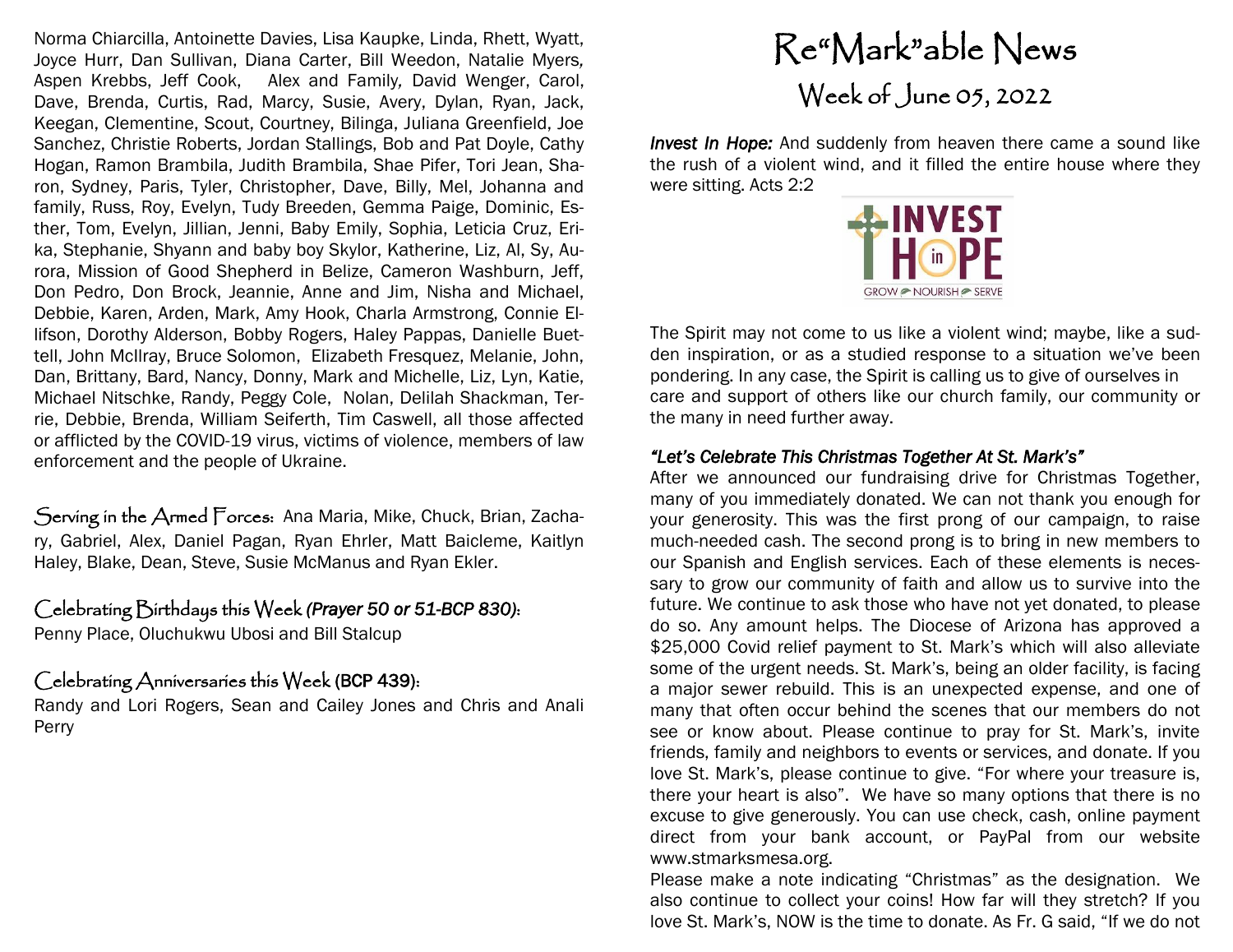Norma Chiarcilla, Antoinette Davies, Lisa Kaupke, Linda, Rhett, Wyatt, Joyce Hurr, Dan Sullivan, Diana Carter, Bill Weedon, Natalie Myers, Aspen Krebbs, Jeff Cook, Alex and Family, David Wenger, Carol, Dave, Brenda, Curtis, Rad, Marcy, Susie, Avery, Dylan, Ryan, Jack, Keegan, Clementine, Scout, Courtney, Bilinga, Juliana Greenfield, Joe Sanchez, Christie Roberts, Jordan Stallings, Bob and Pat Doyle, Cathy Hogan, Ramon Brambila, Judith Brambila, Shae Pifer, Tori Jean, Sharon, Sydney, Paris, Tyler, Christopher, Dave, Billy, Mel, Johanna and family, Russ, Roy, Evelyn, Tudy Breeden, Gemma Paige, Dominic, Esther, Tom, Evelyn, Jillian, Jenni, Baby Emily, Sophia, Leticia Cruz, Erika, Stephanie, Shyann and baby boy Skylor, Katherine, Liz, Al, Sy, Aurora, Mission of Good Shepherd in Belize, Cameron Washburn, Jeff, Don Pedro, Don Brock, Jeannie, Anne and Jim, Nisha and Michael, Debbie, Karen, Arden, Mark, Amy Hook, Charla Armstrong, Connie Ellifson, Dorothy Alderson, Bobby Rogers, Haley Pappas, Danielle Buettell, John McIlray, Bruce Solomon, Elizabeth Fresquez, Melanie, John, Dan, Brittany, Bard, Nancy, Donny, Mark and Michelle, Liz, Lyn, Katie, Michael Nitschke, Randy, Peggy Cole, Nolan, Delilah Shackman, Terrie, Debbie, Brenda, William Seiferth, Tim Caswell, all those affected or afflicted by the COVID-19 virus, victims of violence, members of law enforcement and the people of Ukraine.

**Serving in the Armed Forces:** Ana Maria, Mike, Chuck, Brian, Zachary, Gabriel, Alex, Daniel Pagan, Ryan Ehrler, Matt Baicleme, Kaitlyn Haley, Blake, Dean, Steve, Susie McManus and Ryan Ekler.

**Celebrating Birthdays this Week *(Prayer 50 or 51-BCP 830)*:**
Penny Place, Oluchukwu Ubosi and Bill Stalcup

**Celebrating Anniversaries this Week (BCP 439):**
Randy and Lori Rogers, Sean and Cailey Jones and Chris and Anali Perry

# Re"Mark"able News

## Week of June 05, 2022

***Invest In Hope:*** And suddenly from heaven there came a sound like the rush of a violent wind, and it filled the entire house where they were sitting. Acts 2:2

INVEST in HOPE — GROW NOURISH SERVE

The Spirit may not come to us like a violent wind; maybe, like a sudden inspiration, or as a studied response to a situation we've been pondering. In any case, the Spirit is calling us to give of ourselves in care and support of others like our church family, our community or the many in need further away.

***"Let's Celebrate This Christmas Together At St. Mark's"***

After we announced our fundraising drive for Christmas Together, many of you immediately donated. We can not thank you enough for your generosity. This was the first prong of our campaign, to raise much-needed cash. The second prong is to bring in new members to our Spanish and English services. Each of these elements is necessary to grow our community of faith and allow us to survive into the future. We continue to ask those who have not yet donated, to please do so. Any amount helps. The Diocese of Arizona has approved a $25,000 Covid relief payment to St. Mark's which will also alleviate some of the urgent needs. St. Mark's, being an older facility, is facing a major sewer rebuild. This is an unexpected expense, and one of many that often occur behind the scenes that our members do not see or know about. Please continue to pray for St. Mark's, invite friends, family and neighbors to events or services, and donate. If you love St. Mark's, please continue to give. "For where your treasure is, there your heart is also". We have so many options that there is no excuse to give generously. You can use check, cash, online payment direct from your bank account, or PayPal from our website www.stmarksmesa.org.

Please make a note indicating "Christmas" as the designation. We also continue to collect your coins! How far will they stretch? If you love St. Mark's, NOW is the time to donate. As Fr. G said, "If we do not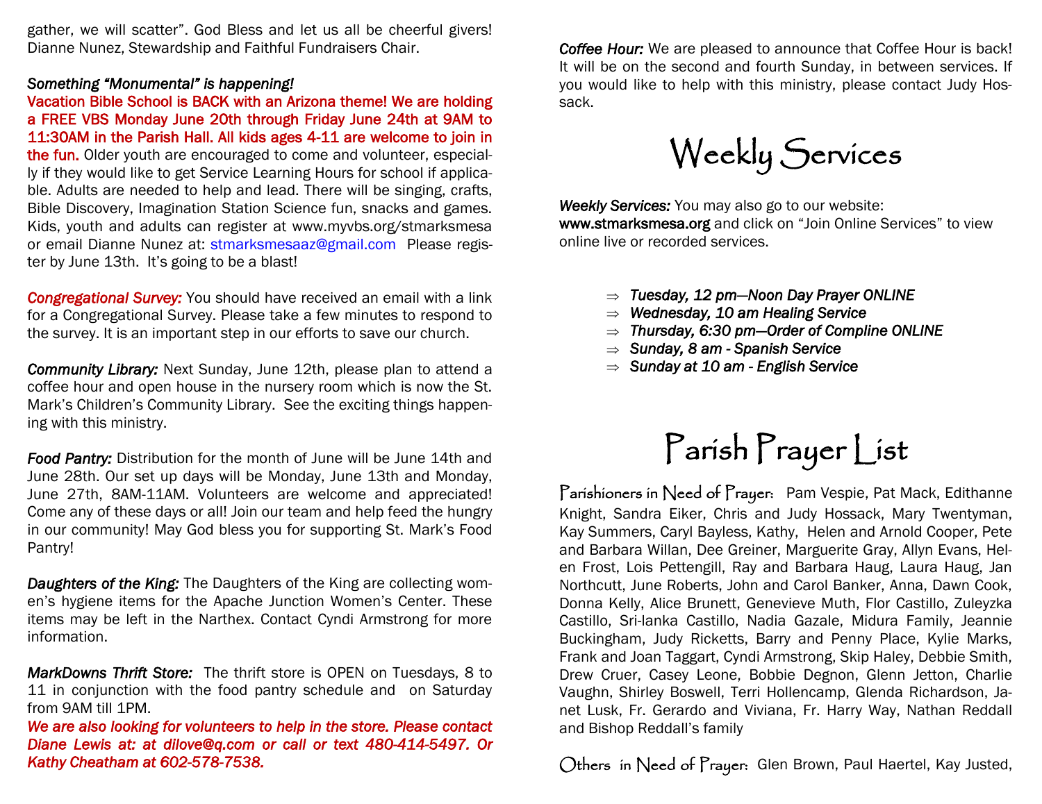gather, we will scatter". God Bless and let us all be cheerful givers! Dianne Nunez, Stewardship and Faithful Fundraisers Chair.

***Something "Monumental" is happening!***

**Vacation Bible School is BACK with an Arizona theme! We are holding a FREE VBS Monday June 20th through Friday June 24th at 9AM to 11:30AM in the Parish Hall. All kids ages 4-11 are welcome to join in the fun.** Older youth are encouraged to come and volunteer, especially if they would like to get Service Learning Hours for school if applicable. Adults are needed to help and lead. There will be singing, crafts, Bible Discovery, Imagination Station Science fun, snacks and games. Kids, youth and adults can register at www.myvbs.org/stmarksmesa or email Dianne Nunez at: stmarksmesaaz@gmail.com Please register by June 13th. It's going to be a blast!

***Congregational Survey:*** You should have received an email with a link for a Congregational Survey. Please take a few minutes to respond to the survey. It is an important step in our efforts to save our church.

***Community Library:*** Next Sunday, June 12th, please plan to attend a coffee hour and open house in the nursery room which is now the St. Mark's Children's Community Library. See the exciting things happening with this ministry.

***Food Pantry:*** Distribution for the month of June will be June 14th and June 28th. Our set up days will be Monday, June 13th and Monday, June 27th, 8AM-11AM. Volunteers are welcome and appreciated! Come any of these days or all! Join our team and help feed the hungry in our community! May God bless you for supporting St. Mark's Food Pantry!

***Daughters of the King:*** The Daughters of the King are collecting women's hygiene items for the Apache Junction Women's Center. These items may be left in the Narthex. Contact Cyndi Armstrong for more information.

***MarkDowns Thrift Store:*** The thrift store is OPEN on Tuesdays, 8 to 11 in conjunction with the food pantry schedule and on Saturday from 9AM till 1PM.

***We are also looking for volunteers to help in the store. Please contact Diane Lewis at: at dilove@q.com or call or text 480-414-5497. Or Kathy Cheatham at 602-578-7538.***

***Coffee Hour:*** We are pleased to announce that Coffee Hour is back! It will be on the second and fourth Sunday, in between services. If you would like to help with this ministry, please contact Judy Hossack.

# Weekly Services

***Weekly Services:*** You may also go to our website: **www.stmarksmesa.org** and click on "Join Online Services" to view online live or recorded services.

- ***Tuesday, 12 pm—Noon Day Prayer ONLINE***
- ***Wednesday, 10 am Healing Service***
- ***Thursday, 6:30 pm—Order of Compline ONLINE***
- ***Sunday, 8 am - Spanish Service***
- ***Sunday at 10 am - English Service***

# Parish Prayer List

Parishioners in Need of Prayer: Pam Vespie, Pat Mack, Edithanne Knight, Sandra Eiker, Chris and Judy Hossack, Mary Twentyman, Kay Summers, Caryl Bayless, Kathy, Helen and Arnold Cooper, Pete and Barbara Willan, Dee Greiner, Marguerite Gray, Allyn Evans, Helen Frost, Lois Pettengill, Ray and Barbara Haug, Laura Haug, Jan Northcutt, June Roberts, John and Carol Banker, Anna, Dawn Cook, Donna Kelly, Alice Brunett, Genevieve Muth, Flor Castillo, Zuleyzka Castillo, Sri-lanka Castillo, Nadia Gazale, Midura Family, Jeannie Buckingham, Judy Ricketts, Barry and Penny Place, Kylie Marks, Frank and Joan Taggart, Cyndi Armstrong, Skip Haley, Debbie Smith, Drew Cruer, Casey Leone, Bobbie Degnon, Glenn Jetton, Charlie Vaughn, Shirley Boswell, Terri Hollencamp, Glenda Richardson, Janet Lusk, Fr. Gerardo and Viviana, Fr. Harry Way, Nathan Reddall and Bishop Reddall's family

Others in Need of Prayer: Glen Brown, Paul Haertel, Kay Justed,